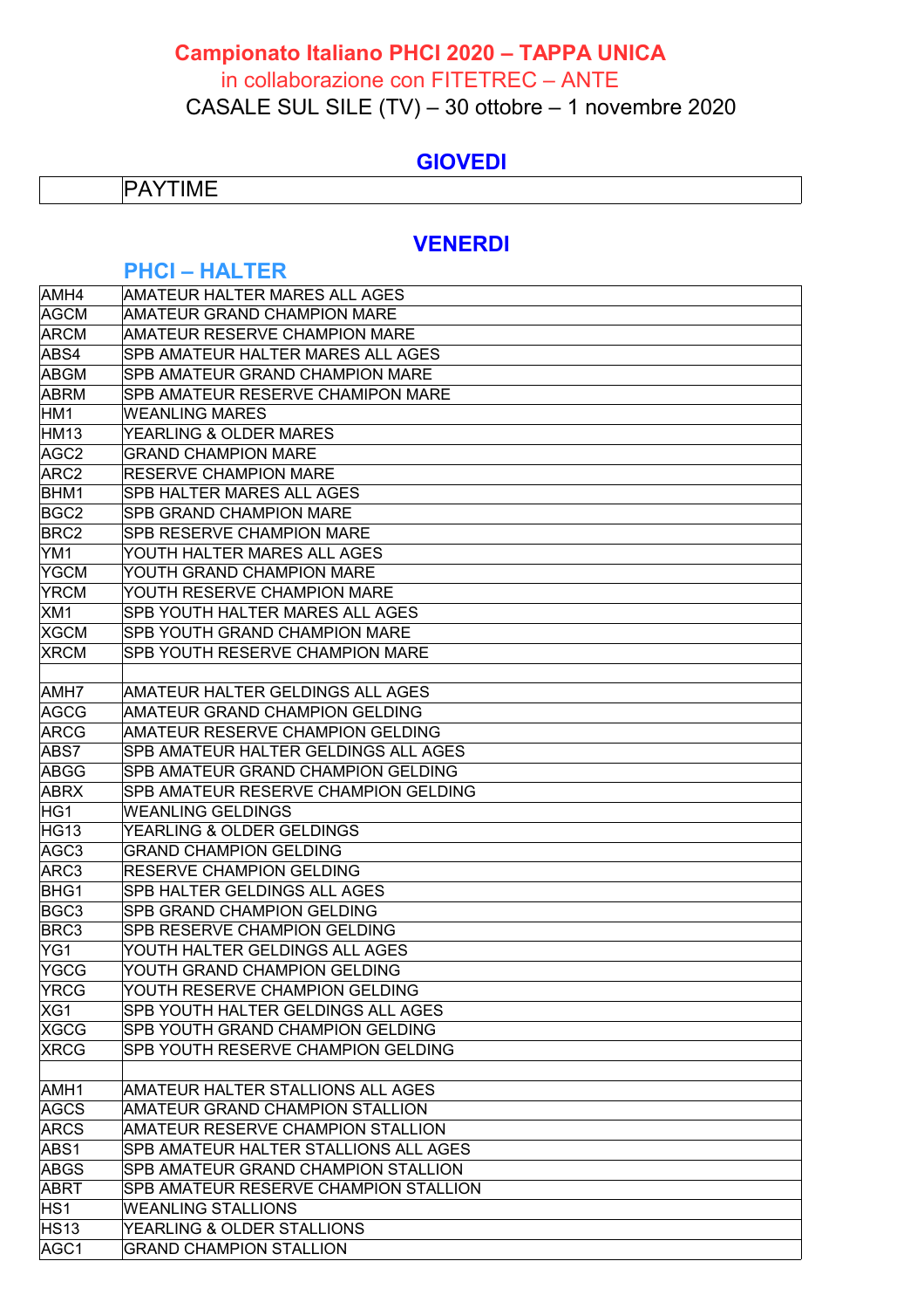# Campionato Italiano PHCI 2020 – TAPPA UNICA

in collaborazione con FITETREC – ANTE

CASALE SUL SILE (TV) – 30 ottobre – 1 novembre 2020

## GIOVEDI

| | PAYTIME |
|---|---|

## VENERDI

### PHCI – HALTER

| | |
|---|---|
| AMH4 | AMATEUR HALTER MARES ALL AGES |
| AGCM | AMATEUR GRAND CHAMPION MARE |
| ARCM | AMATEUR RESERVE CHAMPION MARE |
| ABS4 | SPB AMATEUR HALTER MARES ALL AGES |
| ABGM | SPB AMATEUR GRAND CHAMPION MARE |
| ABRM | SPB AMATEUR RESERVE CHAMIPON MARE |
| HM1 | WEANLING MARES |
| HM13 | YEARLING & OLDER MARES |
| AGC2 | GRAND CHAMPION MARE |
| ARC2 | RESERVE CHAMPION MARE |
| BHM1 | SPB HALTER MARES ALL AGES |
| BGC2 | SPB GRAND CHAMPION MARE |
| BRC2 | SPB RESERVE CHAMPION MARE |
| YM1 | YOUTH HALTER MARES ALL AGES |
| YGCM | YOUTH GRAND CHAMPION MARE |
| YRCM | YOUTH RESERVE CHAMPION MARE |
| XM1 | SPB YOUTH HALTER MARES ALL AGES |
| XGCM | SPB YOUTH GRAND CHAMPION MARE |
| XRCM | SPB YOUTH RESERVE CHAMPION MARE |
| | |
| AMH7 | AMATEUR HALTER GELDINGS ALL AGES |
| AGCG | AMATEUR GRAND CHAMPION GELDING |
| ARCG | AMATEUR RESERVE CHAMPION GELDING |
| ABS7 | SPB AMATEUR HALTER GELDINGS ALL AGES |
| ABGG | SPB AMATEUR GRAND CHAMPION GELDING |
| ABRX | SPB AMATEUR RESERVE CHAMPION GELDING |
| HG1 | WEANLING GELDINGS |
| HG13 | YEARLING & OLDER GELDINGS |
| AGC3 | GRAND CHAMPION GELDING |
| ARC3 | RESERVE CHAMPION GELDING |
| BHG1 | SPB HALTER GELDINGS ALL AGES |
| BGC3 | SPB GRAND CHAMPION GELDING |
| BRC3 | SPB RESERVE CHAMPION GELDING |
| YG1 | YOUTH HALTER GELDINGS ALL AGES |
| YGCG | YOUTH GRAND CHAMPION GELDING |
| YRCG | YOUTH RESERVE CHAMPION GELDING |
| XG1 | SPB YOUTH HALTER GELDINGS ALL AGES |
| XGCG | SPB YOUTH GRAND CHAMPION GELDING |
| XRCG | SPB YOUTH RESERVE CHAMPION GELDING |
| | |
| AMH1 | AMATEUR HALTER STALLIONS ALL AGES |
| AGCS | AMATEUR GRAND CHAMPION STALLION |
| ARCS | AMATEUR RESERVE CHAMPION STALLION |
| ABS1 | SPB AMATEUR HALTER STALLIONS ALL AGES |
| ABGS | SPB AMATEUR GRAND CHAMPION STALLION |
| ABRT | SPB AMATEUR RESERVE CHAMPION STALLION |
| HS1 | WEANLING STALLIONS |
| HS13 | YEARLING & OLDER STALLIONS |
| AGC1 | GRAND CHAMPION STALLION |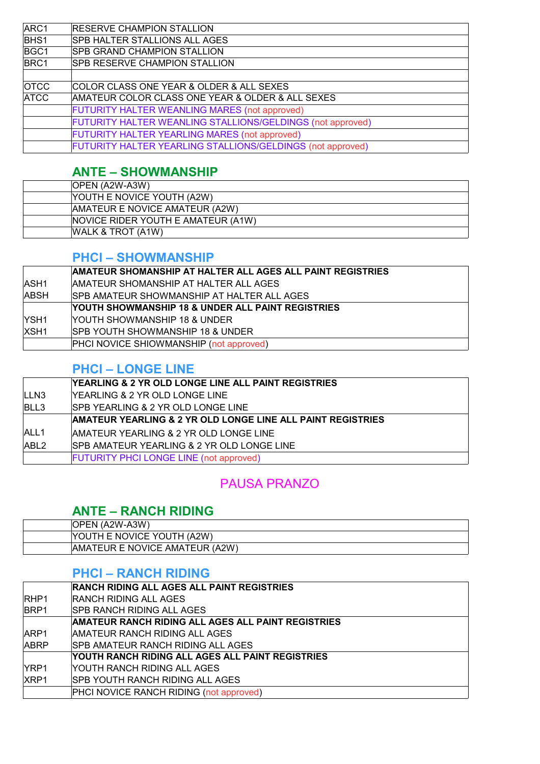| | |
|---|---|
| ARC1 | RESERVE CHAMPION STALLION |
| BHS1 | SPB HALTER STALLIONS ALL AGES |
| BGC1 | SPB GRAND CHAMPION STALLION |
| BRC1 | SPB RESERVE CHAMPION STALLION |
| | |
| OTCC | COLOR CLASS ONE YEAR & OLDER & ALL SEXES |
| ATCC | AMATEUR COLOR CLASS ONE YEAR & OLDER & ALL SEXES |
| | FUTURITY HALTER WEANLING MARES (not approved) |
| | FUTURITY HALTER WEANLING STALLIONS/GELDINGS (not approved) |
| | FUTURITY HALTER YEARLING MARES (not approved) |
| | FUTURITY HALTER YEARLING STALLIONS/GELDINGS (not approved) |

## ANTE – SHOWMANSHIP

| | |
|---|---|
| | OPEN (A2W-A3W) |
| | YOUTH E NOVICE YOUTH (A2W) |
| | AMATEUR E NOVICE AMATEUR (A2W) |
| | NOVICE RIDER YOUTH E AMATEUR (A1W) |
| | WALK & TROT (A1W) |

## PHCI – SHOWMANSHIP

| | |
|---|---|
| | **AMATEUR SHOMANSHIP AT HALTER ALL AGES ALL PAINT REGISTRIES** |
| ASH1 | AMATEUR SHOMANSHIP AT HALTER ALL AGES |
| ABSH | SPB AMATEUR SHOWMANSHIP AT HALTER ALL AGES |
| | **YOUTH SHOWMANSHIP 18 & UNDER ALL PAINT REGISTRIES** |
| YSH1 | YOUTH SHOWMANSHIP 18 & UNDER |
| XSH1 | SPB YOUTH SHOWMANSHIP 18 & UNDER |
| | PHCI NOVICE SHIOWMANSHIP (not approved) |

## PHCI – LONGE LINE

| | |
|---|---|
| | **YEARLING & 2 YR OLD LONGE LINE ALL PAINT REGISTRIES** |
| LLN3 | YEARLING & 2 YR OLD LONGE LINE |
| BLL3 | SPB YEARLING & 2 YR OLD LONGE LINE |
| | **AMATEUR YEARLING & 2 YR OLD LONGE LINE ALL PAINT REGISTRIES** |
| ALL1 | AMATEUR YEARLING & 2 YR OLD LONGE LINE |
| ABL2 | SPB AMATEUR YEARLING & 2 YR OLD LONGE LINE |
| | FUTURITY PHCI LONGE LINE (not approved) |

PAUSA PRANZO

## ANTE – RANCH RIDING

| | |
|---|---|
| | OPEN (A2W-A3W) |
| | YOUTH E NOVICE YOUTH (A2W) |
| | AMATEUR E NOVICE AMATEUR (A2W) |

## PHCI – RANCH RIDING

| | |
|---|---|
| | **RANCH RIDING ALL AGES ALL PAINT REGISTRIES** |
| RHP1 | RANCH RIDING ALL AGES |
| BRP1 | SPB RANCH RIDING ALL AGES |
| | **AMATEUR RANCH RIDING ALL AGES ALL PAINT REGISTRIES** |
| ARP1 | AMATEUR RANCH RIDING ALL AGES |
| ABRP | SPB AMATEUR RANCH RIDING ALL AGES |
| | **YOUTH RANCH RIDING ALL AGES ALL PAINT REGISTRIES** |
| YRP1 | YOUTH RANCH RIDING ALL AGES |
| XRP1 | SPB YOUTH RANCH RIDING ALL AGES |
| | PHCI NOVICE RANCH RIDING (not approved) |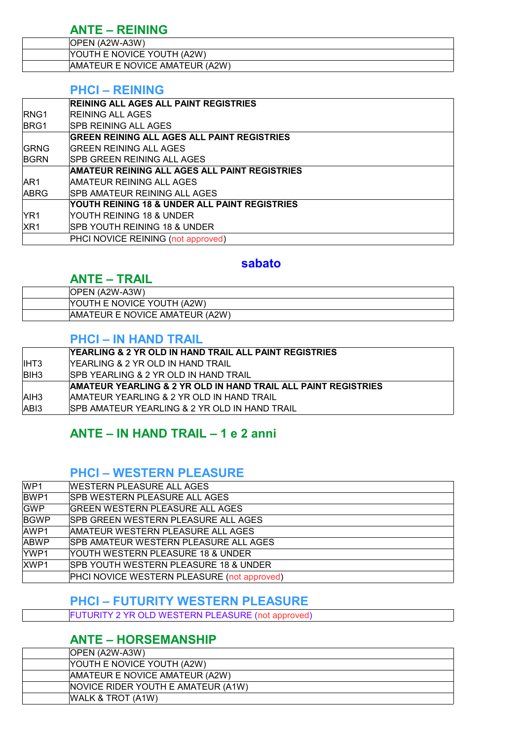## ANTE – REINING

| | |
|---|---|
| | OPEN (A2W-A3W) |
| | YOUTH E NOVICE YOUTH (A2W) |
| | AMATEUR E NOVICE AMATEUR (A2W) |

## PHCI – REINING

| | |
|---|---|
| | **REINING ALL AGES ALL PAINT REGISTRIES** |
| RNG1 | REINING ALL AGES |
| BRG1 | SPB REINING ALL AGES |
| | **GREEN REINING ALL AGES ALL PAINT REGISTRIES** |
| GRNG | GREEN REINING ALL AGES |
| BGRN | SPB GREEN REINING ALL AGES |
| | **AMATEUR REINING ALL AGES ALL PAINT REGISTRIES** |
| AR1 | AMATEUR REINING ALL AGES |
| ABRG | SPB AMATEUR REINING ALL AGES |
| | **YOUTH REINING 18 & UNDER ALL PAINT REGISTRIES** |
| YR1 | YOUTH REINING 18 & UNDER |
| XR1 | SPB YOUTH REINING 18 & UNDER |
| | PHCI NOVICE REINING (not approved) |

# sabato

## ANTE – TRAIL

| | |
|---|---|
| | OPEN (A2W-A3W) |
| | YOUTH E NOVICE YOUTH (A2W) |
| | AMATEUR E NOVICE AMATEUR (A2W) |

## PHCI – IN HAND TRAIL

| | |
|---|---|
| | **YEARLING & 2 YR OLD IN HAND TRAIL ALL PAINT REGISTRIES** |
| IHT3 | YEARLING & 2 YR OLD IN HAND TRAIL |
| BIH3 | SPB YEARLING & 2 YR OLD IN HAND TRAIL |
| | **AMATEUR YEARLING & 2 YR OLD IN HAND TRAIL ALL PAINT REGISTRIES** |
| AIH3 | AMATEUR YEARLING & 2 YR OLD IN HAND TRAIL |
| ABI3 | SPB AMATEUR YEARLING & 2 YR OLD IN HAND TRAIL |

## ANTE – IN HAND TRAIL – 1 e 2 anni

## PHCI – WESTERN PLEASURE

| | |
|---|---|
| WP1 | WESTERN PLEASURE ALL AGES |
| BWP1 | SPB WESTERN PLEASURE ALL AGES |
| GWP | GREEN WESTERN PLEASURE ALL AGES |
| BGWP | SPB GREEN WESTERN PLEASURE ALL AGES |
| AWP1 | AMATEUR WESTERN PLEASURE ALL AGES |
| ABWP | SPB AMATEUR WESTERN PLEASURE ALL AGES |
| YWP1 | YOUTH WESTERN PLEASURE 18 & UNDER |
| XWP1 | SPB YOUTH WESTERN PLEASURE 18 & UNDER |
| | PHCI NOVICE WESTERN PLEASURE (not approved) |

## PHCI – FUTURITY WESTERN PLEASURE

| | |
|---|---|
| | FUTURITY 2 YR OLD WESTERN PLEASURE (not approved) |

## ANTE – HORSEMANSHIP

| | |
|---|---|
| | OPEN (A2W-A3W) |
| | YOUTH E NOVICE YOUTH (A2W) |
| | AMATEUR E NOVICE AMATEUR (A2W) |
| | NOVICE RIDER YOUTH E AMATEUR (A1W) |
| | WALK & TROT (A1W) |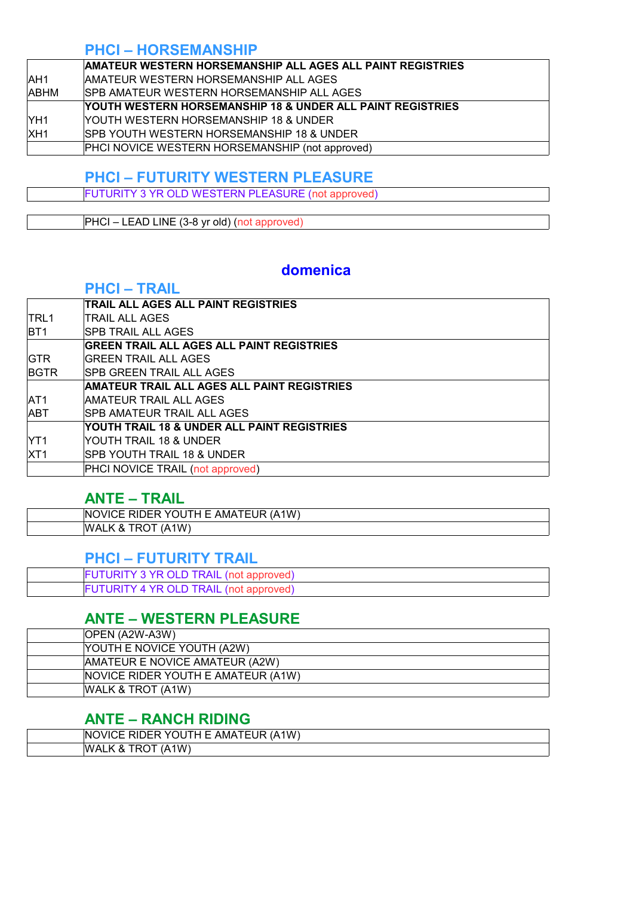## PHCI – HORSEMANSHIP

| | |
|---|---|
| | **AMATEUR WESTERN HORSEMANSHIP ALL AGES ALL PAINT REGISTRIES** |
| AH1 | AMATEUR WESTERN HORSEMANSHIP ALL AGES |
| ABHM | SPB AMATEUR WESTERN HORSEMANSHIP ALL AGES |
| | **YOUTH WESTERN HORSEMANSHIP 18 & UNDER ALL PAINT REGISTRIES** |
| YH1 | YOUTH WESTERN HORSEMANSHIP 18 & UNDER |
| XH1 | SPB YOUTH WESTERN HORSEMANSHIP 18 & UNDER |
| | PHCI NOVICE WESTERN HORSEMANSHIP (not approved) |

## PHCI – FUTURITY WESTERN PLEASURE

| | |
|---|---|
| | FUTURITY 3 YR OLD WESTERN PLEASURE (not approved) |

| | |
|---|---|
| | PHCI – LEAD LINE (3-8 yr old) (not approved) |

# domenica

## PHCI – TRAIL

| | |
|---|---|
| | **TRAIL ALL AGES ALL PAINT REGISTRIES** |
| TRL1 | TRAIL ALL AGES |
| BT1 | SPB TRAIL ALL AGES |
| | **GREEN TRAIL ALL AGES ALL PAINT REGISTRIES** |
| GTR | GREEN TRAIL ALL AGES |
| BGTR | SPB GREEN TRAIL ALL AGES |
| | **AMATEUR TRAIL ALL AGES ALL PAINT REGISTRIES** |
| AT1 | AMATEUR TRAIL ALL AGES |
| ABT | SPB AMATEUR TRAIL ALL AGES |
| | **YOUTH TRAIL 18 & UNDER ALL PAINT REGISTRIES** |
| YT1 | YOUTH TRAIL 18 & UNDER |
| XT1 | SPB YOUTH TRAIL 18 & UNDER |
| | PHCI NOVICE TRAIL (not approved) |

## ANTE – TRAIL

| | |
|---|---|
| | NOVICE RIDER YOUTH E AMATEUR (A1W) |
| | WALK & TROT (A1W) |

## PHCI – FUTURITY TRAIL

| | |
|---|---|
| | FUTURITY 3 YR OLD TRAIL (not approved) |
| | FUTURITY 4 YR OLD TRAIL (not approved) |

## ANTE – WESTERN PLEASURE

| | |
|---|---|
| | OPEN (A2W-A3W) |
| | YOUTH E NOVICE YOUTH (A2W) |
| | AMATEUR E NOVICE AMATEUR (A2W) |
| | NOVICE RIDER YOUTH E AMATEUR (A1W) |
| | WALK & TROT (A1W) |

## ANTE – RANCH RIDING

| | |
|---|---|
| | NOVICE RIDER YOUTH E AMATEUR (A1W) |
| | WALK & TROT (A1W) |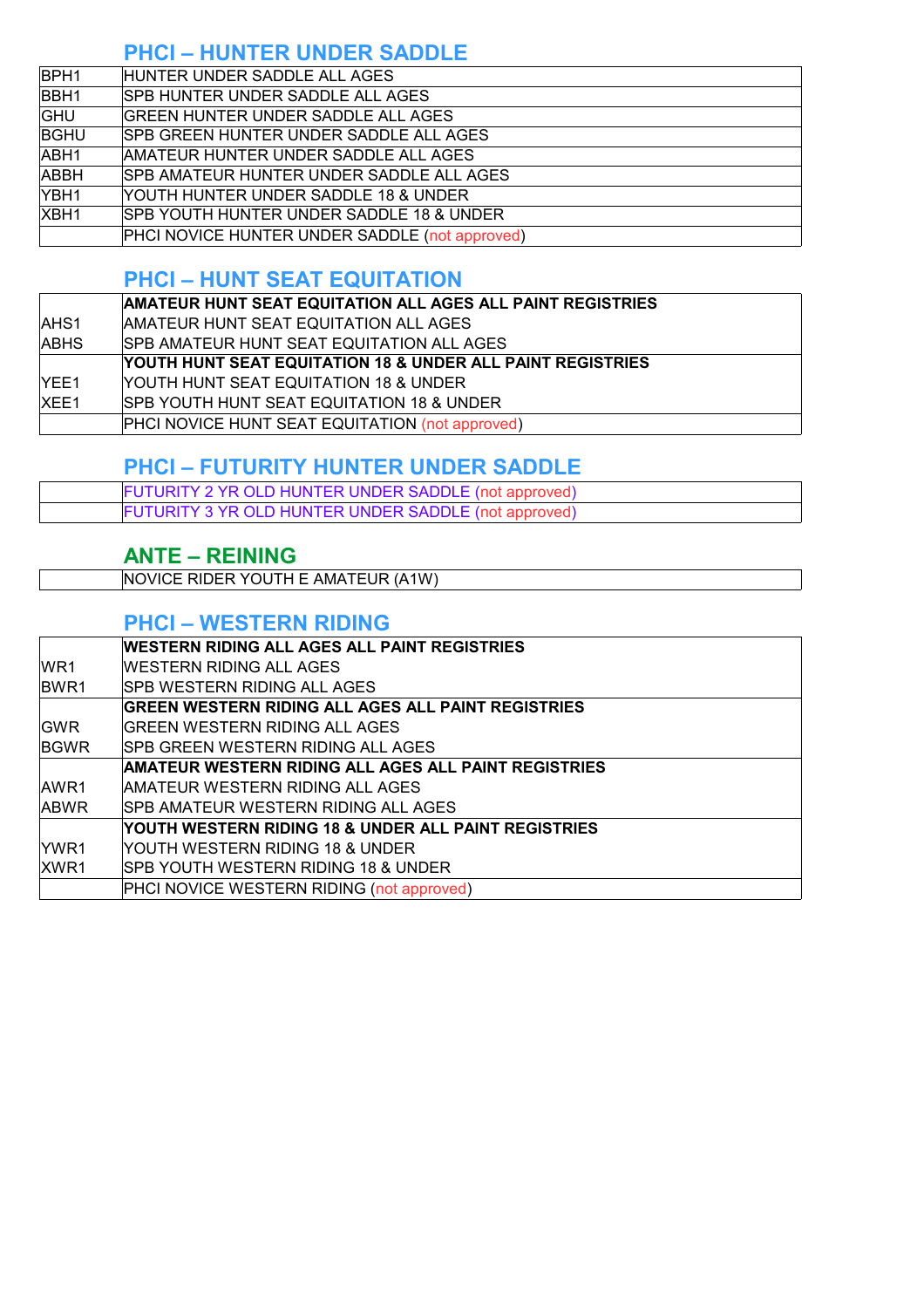## PHCI – HUNTER UNDER SADDLE

| | |
|---|---|
| BPH1 | HUNTER UNDER SADDLE ALL AGES |
| BBH1 | SPB HUNTER UNDER SADDLE ALL AGES |
| GHU | GREEN HUNTER UNDER SADDLE ALL AGES |
| BGHU | SPB GREEN HUNTER UNDER SADDLE ALL AGES |
| ABH1 | AMATEUR HUNTER UNDER SADDLE ALL AGES |
| ABBH | SPB AMATEUR HUNTER UNDER SADDLE ALL AGES |
| YBH1 | YOUTH HUNTER UNDER SADDLE 18 & UNDER |
| XBH1 | SPB YOUTH HUNTER UNDER SADDLE 18 & UNDER |
| | PHCI NOVICE HUNTER UNDER SADDLE (not approved) |

## PHCI – HUNT SEAT EQUITATION

| | |
|---|---|
| | **AMATEUR HUNT SEAT EQUITATION ALL AGES ALL PAINT REGISTRIES** |
| AHS1 | AMATEUR HUNT SEAT EQUITATION ALL AGES |
| ABHS | SPB AMATEUR HUNT SEAT EQUITATION ALL AGES |
| | **YOUTH HUNT SEAT EQUITATION 18 & UNDER ALL PAINT REGISTRIES** |
| YEE1 | YOUTH HUNT SEAT EQUITATION 18 & UNDER |
| XEE1 | SPB YOUTH HUNT SEAT EQUITATION 18 & UNDER |
| | PHCI NOVICE HUNT SEAT EQUITATION (not approved) |

## PHCI – FUTURITY HUNTER UNDER SADDLE

| | |
|---|---|
| | FUTURITY 2 YR OLD HUNTER UNDER SADDLE (not approved) |
| | FUTURITY 3 YR OLD HUNTER UNDER SADDLE (not approved) |

## ANTE – REINING

| | |
|---|---|
| | NOVICE RIDER YOUTH E AMATEUR (A1W) |

## PHCI – WESTERN RIDING

| | |
|---|---|
| | **WESTERN RIDING ALL AGES ALL PAINT REGISTRIES** |
| WR1 | WESTERN RIDING ALL AGES |
| BWR1 | SPB WESTERN RIDING ALL AGES |
| | **GREEN WESTERN RIDING ALL AGES ALL PAINT REGISTRIES** |
| GWR | GREEN WESTERN RIDING ALL AGES |
| BGWR | SPB GREEN WESTERN RIDING ALL AGES |
| | **AMATEUR WESTERN RIDING ALL AGES ALL PAINT REGISTRIES** |
| AWR1 | AMATEUR WESTERN RIDING ALL AGES |
| ABWR | SPB AMATEUR WESTERN RIDING ALL AGES |
| | **YOUTH WESTERN RIDING 18 & UNDER ALL PAINT REGISTRIES** |
| YWR1 | YOUTH WESTERN RIDING 18 & UNDER |
| XWR1 | SPB YOUTH WESTERN RIDING 18 & UNDER |
| | PHCI NOVICE WESTERN RIDING (not approved) |